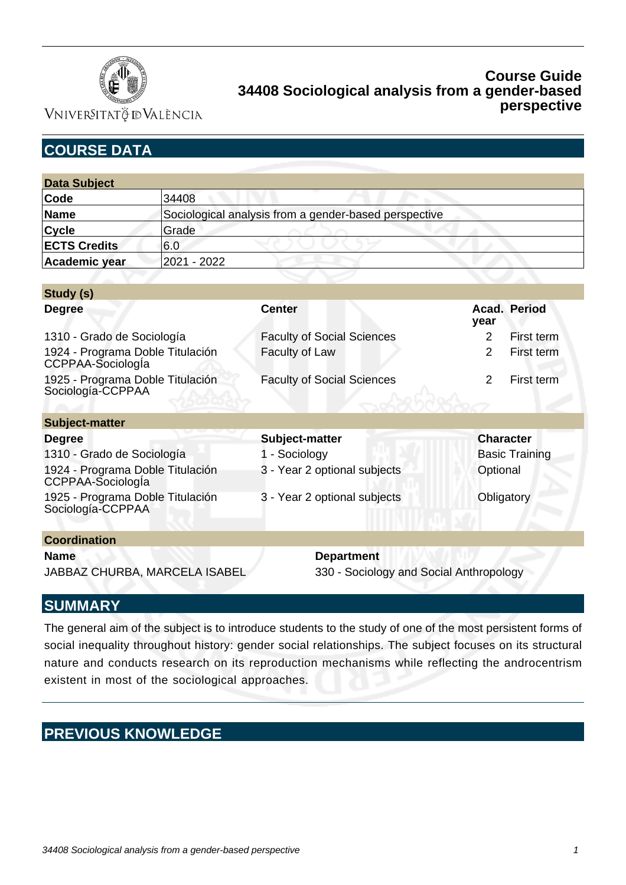# Course Guide
## 34408 Sociological analysis from a gender-based perspective

## COURSE DATA

| Data Subject | |
|---|---|
| **Code** | 34408 |
| **Name** | Sociological analysis from a gender-based perspective |
| **Cycle** | Grade |
| **ECTS Credits** | 6.0 |
| **Academic year** | 2021 - 2022 |

**Study (s)**

| Degree | Center | Acad. year | Period |
|---|---|---|---|
| 1310 - Grado de Sociología | Faculty of Social Sciences | 2 | First term |
| 1924 - Programa Doble Titulación CCPPAA-Sociología | Faculty of Law | 2 | First term |
| 1925 - Programa Doble Titulación Sociología-CCPPAA | Faculty of Social Sciences | 2 | First term |

**Subject-matter**

| Degree | Subject-matter | Character |
|---|---|---|
| 1310 - Grado de Sociología | 1 - Sociology | Basic Training |
| 1924 - Programa Doble Titulación CCPPAA-Sociología | 3 - Year 2 optional subjects | Optional |
| 1925 - Programa Doble Titulación Sociología-CCPPAA | 3 - Year 2 optional subjects | Obligatory |

**Coordination**

| Name | Department |
|---|---|
| JABBAZ CHURBA, MARCELA ISABEL | 330 - Sociology and Social Anthropology |

## SUMMARY

The general aim of the subject is to introduce students to the study of one of the most persistent forms of social inequality throughout history: gender social relationships. The subject focuses on its structural nature and conducts research on its reproduction mechanisms while reflecting the androcentrism existent in most of the sociological approaches.

## PREVIOUS KNOWLEDGE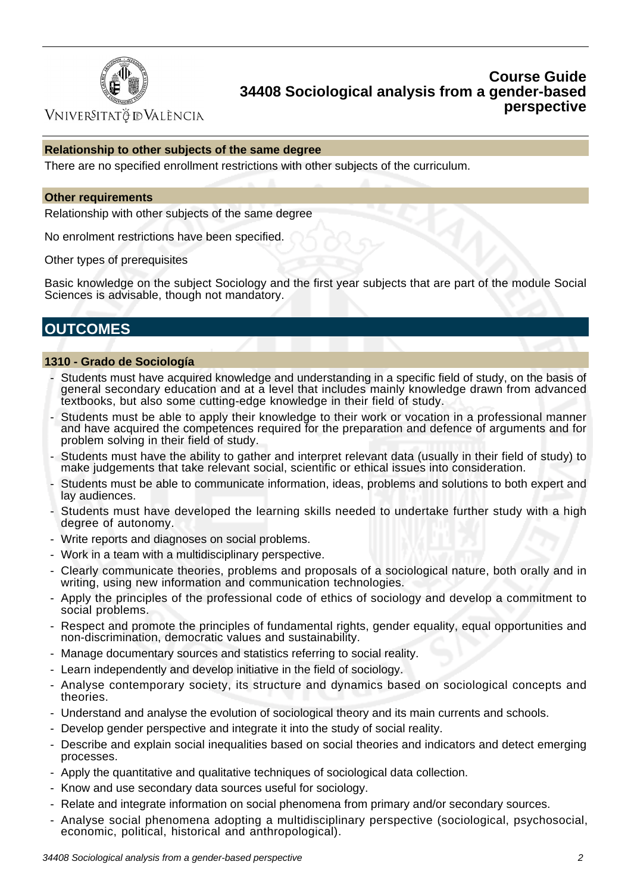### Relationship to other subjects of the same degree

There are no specified enrollment restrictions with other subjects of the curriculum.

### Other requirements

Relationship with other subjects of the same degree

No enrolment restrictions have been specified.

Other types of prerequisites

Basic knowledge on the subject Sociology and the first year subjects that are part of the module Social Sciences is advisable, though not mandatory.

## OUTCOMES

### 1310 - Grado de Sociología

- Students must have acquired knowledge and understanding in a specific field of study, on the basis of general secondary education and at a level that includes mainly knowledge drawn from advanced textbooks, but also some cutting-edge knowledge in their field of study.
- Students must be able to apply their knowledge to their work or vocation in a professional manner and have acquired the competences required for the preparation and defence of arguments and for problem solving in their field of study.
- Students must have the ability to gather and interpret relevant data (usually in their field of study) to make judgements that take relevant social, scientific or ethical issues into consideration.
- Students must be able to communicate information, ideas, problems and solutions to both expert and lay audiences.
- Students must have developed the learning skills needed to undertake further study with a high degree of autonomy.
- Write reports and diagnoses on social problems.
- Work in a team with a multidisciplinary perspective.
- Clearly communicate theories, problems and proposals of a sociological nature, both orally and in writing, using new information and communication technologies.
- Apply the principles of the professional code of ethics of sociology and develop a commitment to social problems.
- Respect and promote the principles of fundamental rights, gender equality, equal opportunities and non-discrimination, democratic values and sustainability.
- Manage documentary sources and statistics referring to social reality.
- Learn independently and develop initiative in the field of sociology.
- Analyse contemporary society, its structure and dynamics based on sociological concepts and theories.
- Understand and analyse the evolution of sociological theory and its main currents and schools.
- Develop gender perspective and integrate it into the study of social reality.
- Describe and explain social inequalities based on social theories and indicators and detect emerging processes.
- Apply the quantitative and qualitative techniques of sociological data collection.
- Know and use secondary data sources useful for sociology.
- Relate and integrate information on social phenomena from primary and/or secondary sources.
- Analyse social phenomena adopting a multidisciplinary perspective (sociological, psychosocial, economic, political, historical and anthropological).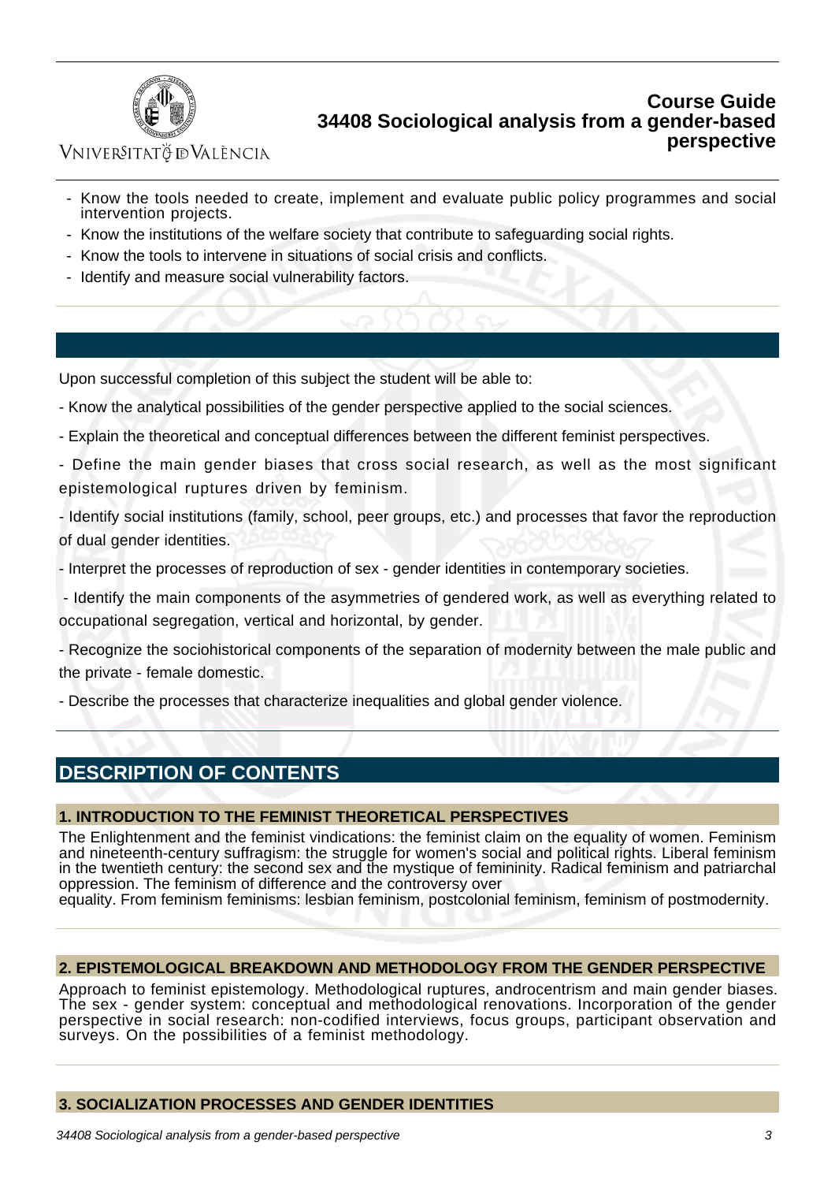- Know the tools needed to create, implement and evaluate public policy programmes and social intervention projects.
- Know the institutions of the welfare society that contribute to safeguarding social rights.
- Know the tools to intervene in situations of social crisis and conflicts.
- Identify and measure social vulnerability factors.

Upon successful completion of this subject the student will be able to:

- Know the analytical possibilities of the gender perspective applied to the social sciences.

- Explain the theoretical and conceptual differences between the different feminist perspectives.

- Define the main gender biases that cross social research, as well as the most significant epistemological ruptures driven by feminism.

- Identify social institutions (family, school, peer groups, etc.) and processes that favor the reproduction of dual gender identities.

- Interpret the processes of reproduction of sex - gender identities in contemporary societies.

- Identify the main components of the asymmetries of gendered work, as well as everything related to occupational segregation, vertical and horizontal, by gender.

- Recognize the sociohistorical components of the separation of modernity between the male public and the private - female domestic.

- Describe the processes that characterize inequalities and global gender violence.

## DESCRIPTION OF CONTENTS

### 1. INTRODUCTION TO THE FEMINIST THEORETICAL PERSPECTIVES

The Enlightenment and the feminist vindications: the feminist claim on the equality of women. Feminism and nineteenth-century suffragism: the struggle for women's social and political rights. Liberal feminism in the twentieth century: the second sex and the mystique of femininity. Radical feminism and patriarchal oppression. The feminism of difference and the controversy over equality. From feminism feminisms: lesbian feminism, postcolonial feminism, feminism of postmodernity.

### 2. EPISTEMOLOGICAL BREAKDOWN AND METHODOLOGY FROM THE GENDER PERSPECTIVE

Approach to feminist epistemology. Methodological ruptures, androcentrism and main gender biases. The sex - gender system: conceptual and methodological renovations. Incorporation of the gender perspective in social research: non-codified interviews, focus groups, participant observation and surveys. On the possibilities of a feminist methodology.

### 3. SOCIALIZATION PROCESSES AND GENDER IDENTITIES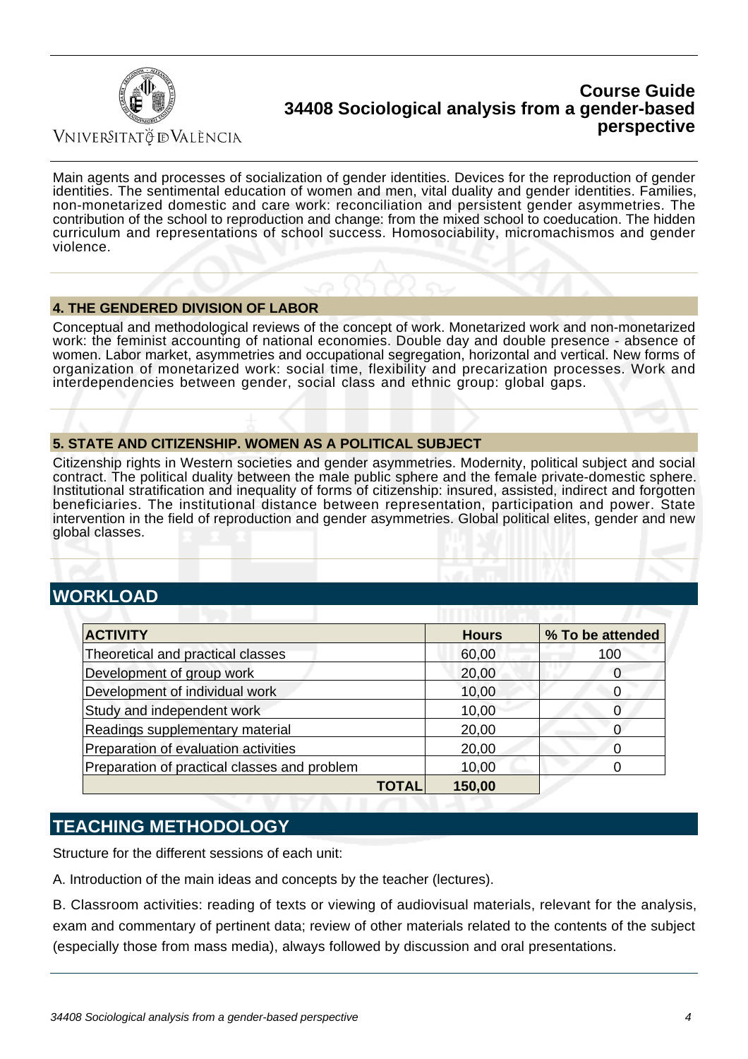Main agents and processes of socialization of gender identities. Devices for the reproduction of gender identities. The sentimental education of women and men, vital duality and gender identities. Families, non-monetarized domestic and care work: reconciliation and persistent gender asymmetries. The contribution of the school to reproduction and change: from the mixed school to coeducation. The hidden curriculum and representations of school success. Homosociability, micromachismos and gender violence.

### 4. THE GENDERED DIVISION OF LABOR

Conceptual and methodological reviews of the concept of work. Monetarized work and non-monetarized work: the feminist accounting of national economies. Double day and double presence - absence of women. Labor market, asymmetries and occupational segregation, horizontal and vertical. New forms of organization of monetarized work: social time, flexibility and precarization processes. Work and interdependencies between gender, social class and ethnic group: global gaps.

### 5. STATE AND CITIZENSHIP. WOMEN AS A POLITICAL SUBJECT

Citizenship rights in Western societies and gender asymmetries. Modernity, political subject and social contract. The political duality between the male public sphere and the female private-domestic sphere. Institutional stratification and inequality of forms of citizenship: insured, assisted, indirect and forgotten beneficiaries. The institutional distance between representation, participation and power. State intervention in the field of reproduction and gender asymmetries. Global political elites, gender and new global classes.

## WORKLOAD

| ACTIVITY | Hours | % To be attended |
|---|---|---|
| Theoretical and practical classes | 60,00 | 100 |
| Development of group work | 20,00 | 0 |
| Development of individual work | 10,00 | 0 |
| Study and independent work | 10,00 | 0 |
| Readings supplementary material | 20,00 | 0 |
| Preparation of evaluation activities | 20,00 | 0 |
| Preparation of practical classes and problem | 10,00 | 0 |
| **TOTAL** | **150,00** | |

## TEACHING METHODOLOGY

Structure for the different sessions of each unit:

A. Introduction of the main ideas and concepts by the teacher (lectures).

B. Classroom activities: reading of texts or viewing of audiovisual materials, relevant for the analysis, exam and commentary of pertinent data; review of other materials related to the contents of the subject (especially those from mass media), always followed by discussion and oral presentations.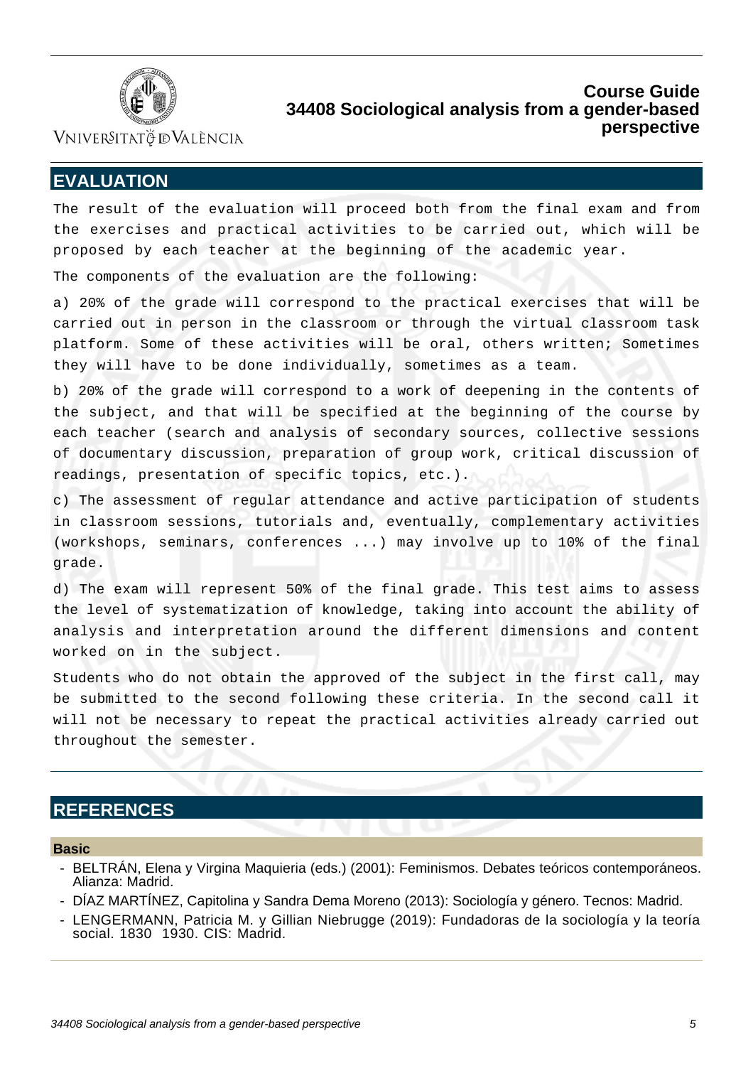## EVALUATION

The result of the evaluation will proceed both from the final exam and from the exercises and practical activities to be carried out, which will be proposed by each teacher at the beginning of the academic year.

The components of the evaluation are the following:

a) 20% of the grade will correspond to the practical exercises that will be carried out in person in the classroom or through the virtual classroom task platform. Some of these activities will be oral, others written; Sometimes they will have to be done individually, sometimes as a team.

b) 20% of the grade will correspond to a work of deepening in the contents of the subject, and that will be specified at the beginning of the course by each teacher (search and analysis of secondary sources, collective sessions of documentary discussion, preparation of group work, critical discussion of readings, presentation of specific topics, etc.).

c) The assessment of regular attendance and active participation of students in classroom sessions, tutorials and, eventually, complementary activities (workshops, seminars, conferences ...) may involve up to 10% of the final grade.

d) The exam will represent 50% of the final grade. This test aims to assess the level of systematization of knowledge, taking into account the ability of analysis and interpretation around the different dimensions and content worked on in the subject.

Students who do not obtain the approved of the subject in the first call, may be submitted to the second following these criteria. In the second call it will not be necessary to repeat the practical activities already carried out throughout the semester.

## REFERENCES

### Basic

- BELTRÁN, Elena y Virgina Maquieria (eds.) (2001): Feminismos. Debates teóricos contemporáneos. Alianza: Madrid.
- DÍAZ MARTÍNEZ, Capitolina y Sandra Dema Moreno (2013): Sociología y género. Tecnos: Madrid.
- LENGERMANN, Patricia M. y Gillian Niebrugge (2019): Fundadoras de la sociología y la teoría social. 1830 1930. CIS: Madrid.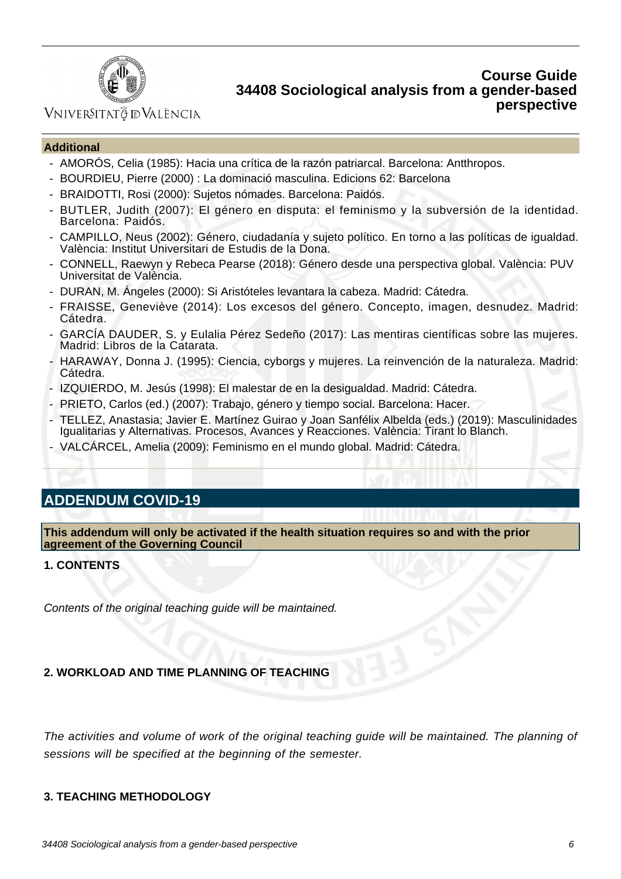### Additional

- AMORÓS, Celia (1985): Hacia una crítica de la razón patriarcal. Barcelona: Antthropos.
- BOURDIEU, Pierre (2000) : La dominació masculina. Edicions 62: Barcelona
- BRAIDOTTI, Rosi (2000): Sujetos nómades. Barcelona: Paidós.
- BUTLER, Judith (2007): El género en disputa: el feminismo y la subversión de la identidad. Barcelona: Paidós.
- CAMPILLO, Neus (2002): Género, ciudadanía y sujeto político. En torno a las políticas de igualdad. València: Institut Universitari de Estudis de la Dona.
- CONNELL, Raewyn y Rebeca Pearse (2018): Género desde una perspectiva global. València: PUV Universitat de València.
- DURAN, M. Ángeles (2000): Si Aristóteles levantara la cabeza. Madrid: Cátedra.
- FRAISSE, Geneviève (2014): Los excesos del género. Concepto, imagen, desnudez. Madrid: Cátedra.
- GARCÍA DAUDER, S. y Eulalia Pérez Sedeño (2017): Las mentiras científicas sobre las mujeres. Madrid: Libros de la Catarata.
- HARAWAY, Donna J. (1995): Ciencia, cyborgs y mujeres. La reinvención de la naturaleza. Madrid: Cátedra.
- IZQUIERDO, M. Jesús (1998): El malestar de en la desigualdad. Madrid: Cátedra.
- PRIETO, Carlos (ed.) (2007): Trabajo, género y tiempo social. Barcelona: Hacer.
- TELLEZ, Anastasia; Javier E. Martínez Guirao y Joan Sanfélix Albelda (eds.) (2019): Masculinidades Igualitarias y Alternativas. Procesos, Avances y Reacciones. València: Tirant lo Blanch.
- VALCÁRCEL, Amelia (2009): Feminismo en el mundo global. Madrid: Cátedra.

## ADDENDUM COVID-19

**This addendum will only be activated if the health situation requires so and with the prior agreement of the Governing Council**

**1. CONTENTS**

*Contents of the original teaching guide will be maintained.*

**2. WORKLOAD AND TIME PLANNING OF TEACHING**

*The activities and volume of work of the original teaching guide will be maintained. The planning of sessions will be specified at the beginning of the semester.*

**3. TEACHING METHODOLOGY**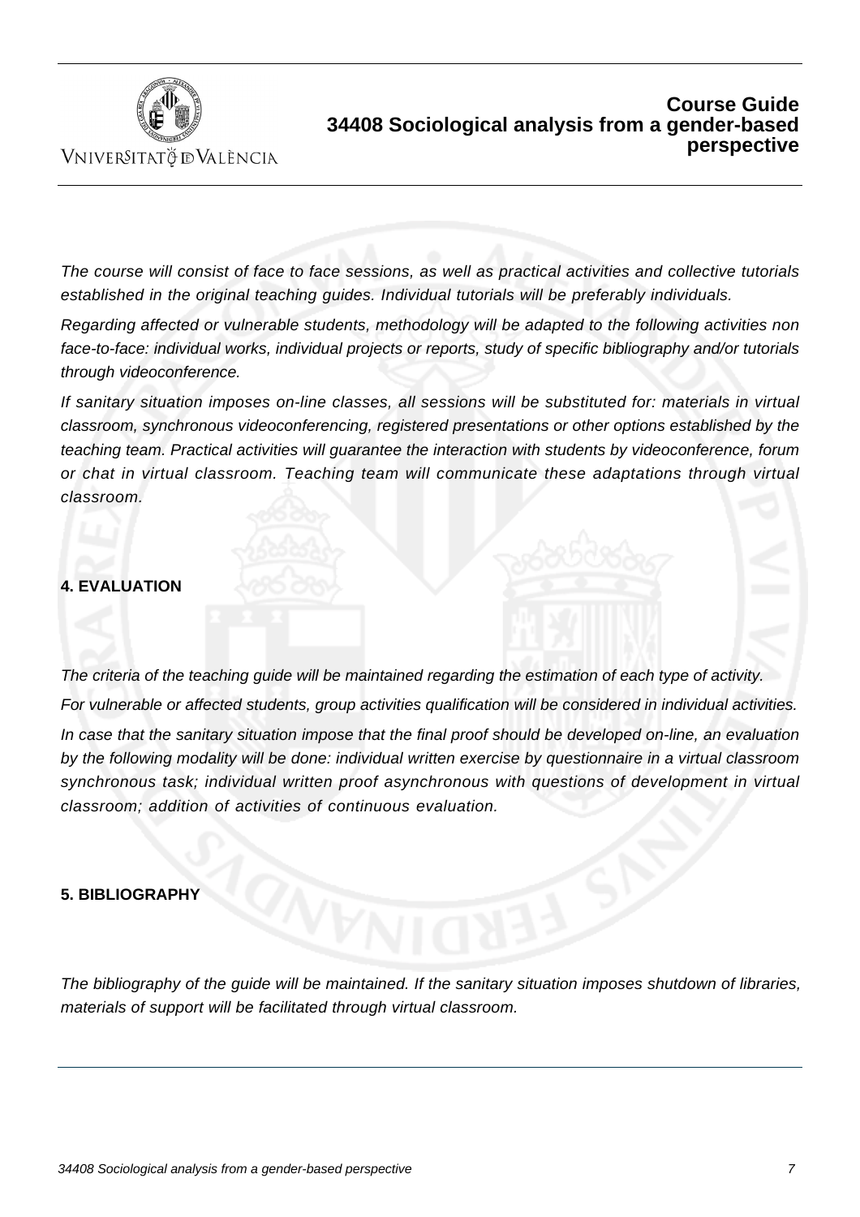*The course will consist of face to face sessions, as well as practical activities and collective tutorials established in the original teaching guides. Individual tutorials will be preferably individuals.*

*Regarding affected or vulnerable students, methodology will be adapted to the following activities non face-to-face: individual works, individual projects or reports, study of specific bibliography and/or tutorials through videoconference.*

*If sanitary situation imposes on-line classes, all sessions will be substituted for: materials in virtual classroom, synchronous videoconferencing, registered presentations or other options established by the teaching team. Practical activities will guarantee the interaction with students by videoconference, forum or chat in virtual classroom. Teaching team will communicate these adaptations through virtual classroom.*

## 4. EVALUATION

*The criteria of the teaching guide will be maintained regarding the estimation of each type of activity.*

*For vulnerable or affected students, group activities qualification will be considered in individual activities.*

*In case that the sanitary situation impose that the final proof should be developed on-line, an evaluation by the following modality will be done: individual written exercise by questionnaire in a virtual classroom synchronous task; individual written proof asynchronous with questions of development in virtual classroom; addition of activities of continuous evaluation.*

## 5. BIBLIOGRAPHY

*The bibliography of the guide will be maintained. If the sanitary situation imposes shutdown of libraries, materials of support will be facilitated through virtual classroom.*